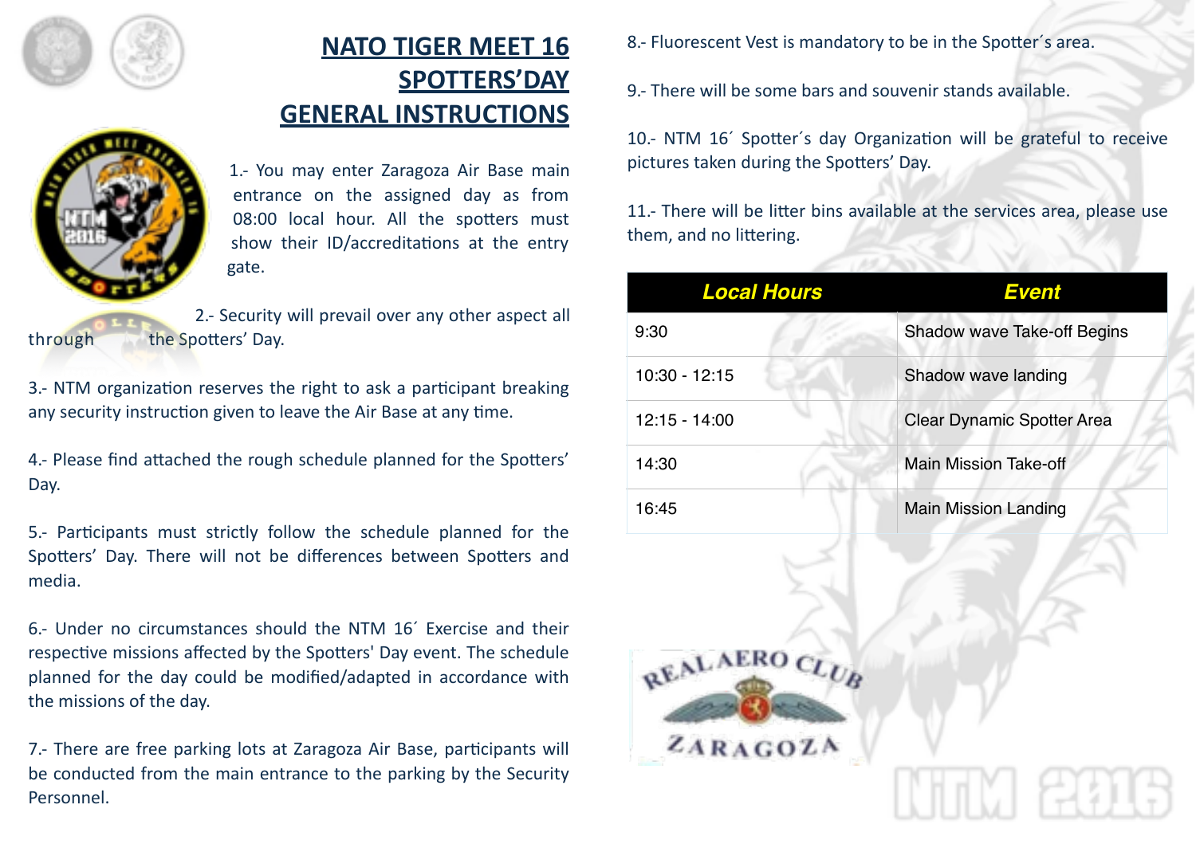# NATO TIGER MEET 16
# SPOTTERS'DAY
# GENERAL INSTRUCTIONS

1.- You may enter Zaragoza Air Base main entrance on the assigned day as from 08:00 local hour. All the spotters must show their ID/accreditations at the entry gate.

2.- Security will prevail over any other aspect all through the Spotters' Day.

3.- NTM organization reserves the right to ask a participant breaking any security instruction given to leave the Air Base at any time.

4.- Please find attached the rough schedule planned for the Spotters' Day.

5.- Participants must strictly follow the schedule planned for the Spotters' Day. There will not be differences between Spotters and media.

6.- Under no circumstances should the NTM 16´ Exercise and their respective missions affected by the Spotters' Day event. The schedule planned for the day could be modified/adapted in accordance with the missions of the day.

7.- There are free parking lots at Zaragoza Air Base, participants will be conducted from the main entrance to the parking by the Security Personnel.

8.- Fluorescent Vest is mandatory to be in the Spotter´s area.

9.- There will be some bars and souvenir stands available.

10.- NTM 16´ Spotter´s day Organization will be grateful to receive pictures taken during the Spotters' Day.

11.- There will be litter bins available at the services area, please use them, and no littering.

| Local Hours | Event |
|---|---|
| 9:30 | Shadow wave Take-off Begins |
| 10:30 - 12:15 | Shadow wave landing |
| 12:15 - 14:00 | Clear Dynamic Spotter Area |
| 14:30 | Main Mission Take-off |
| 16:45 | Main Mission Landing |

REAL AERO CLUB ZARAGOZA

NTM 2016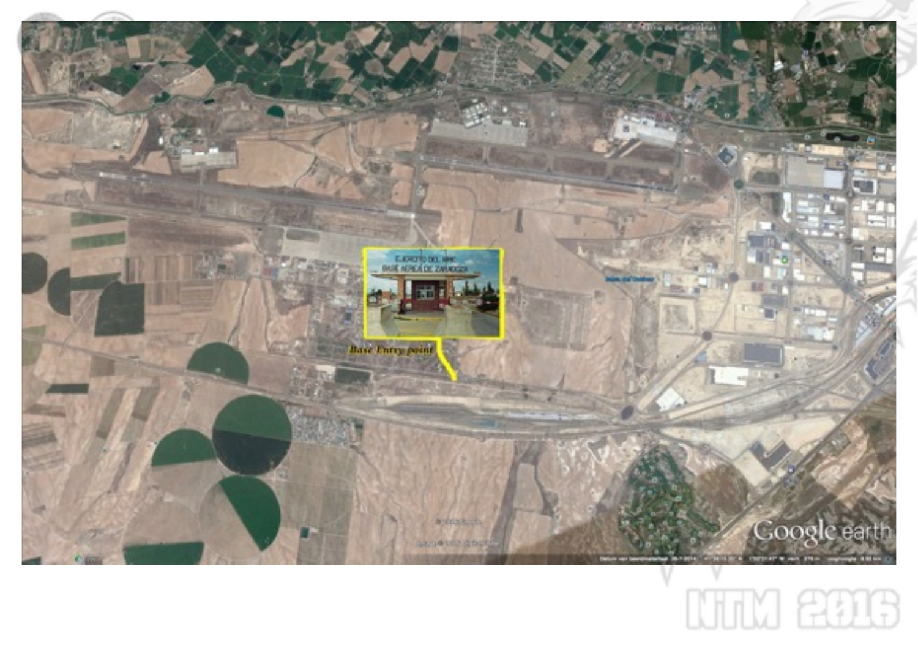Base Entry point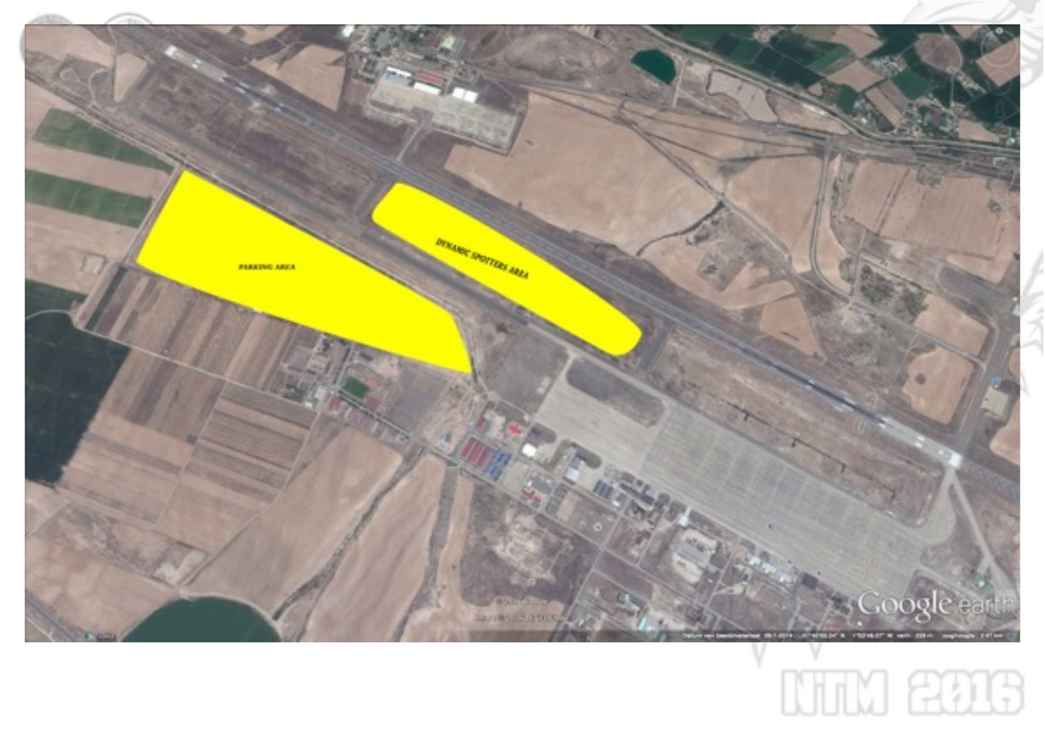PARKING AREA

DYNAMIC SPOTTERS AREA